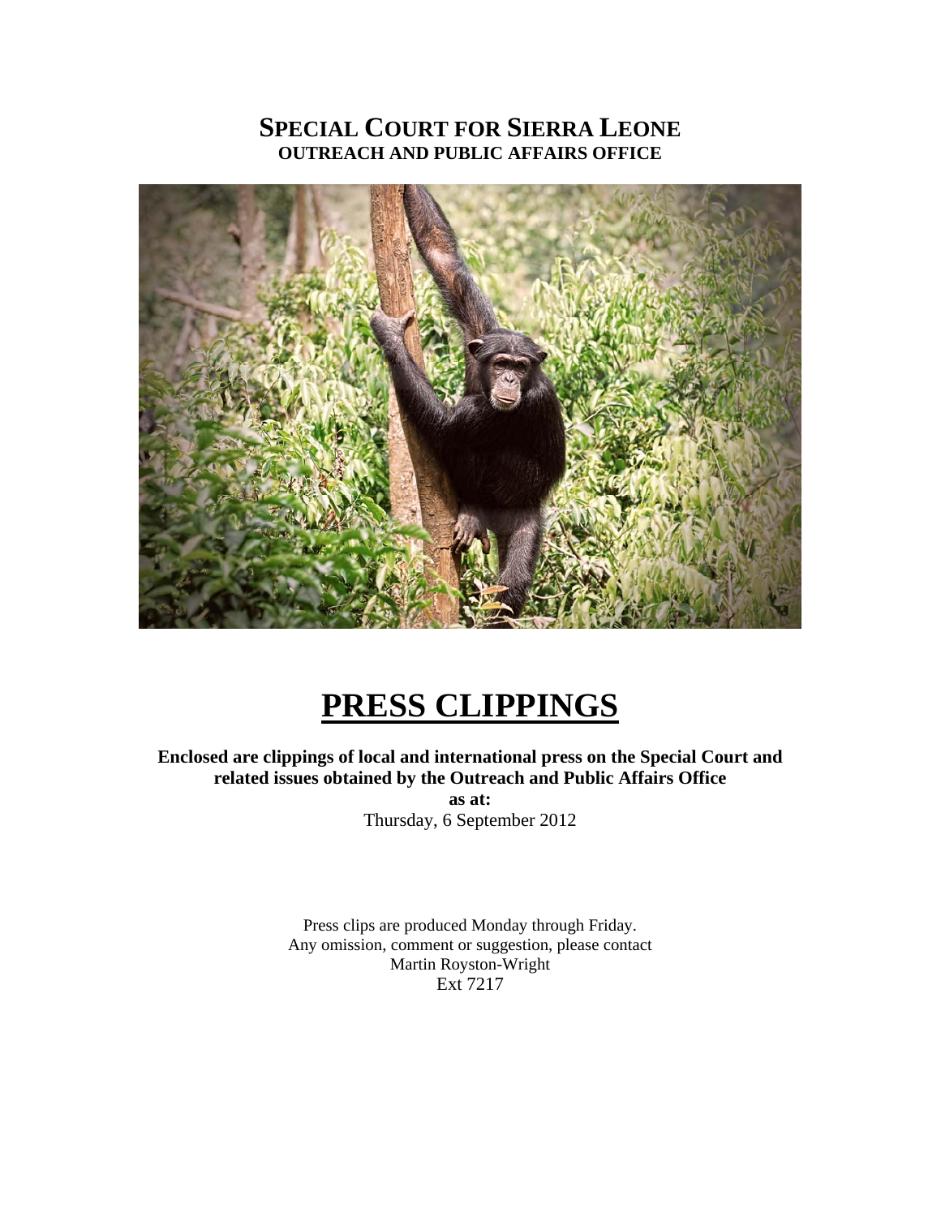# SPECIAL COURT FOR SIERRA LEONE
## OUTREACH AND PUBLIC AFFAIRS OFFICE

# PRESS CLIPPINGS

**Enclosed are clippings of local and international press on the Special Court and related issues obtained by the Outreach and Public Affairs Office**

**as at:**

Thursday, 6 September 2012

Press clips are produced Monday through Friday.
Any omission, comment or suggestion, please contact
Martin Royston-Wright
Ext 7217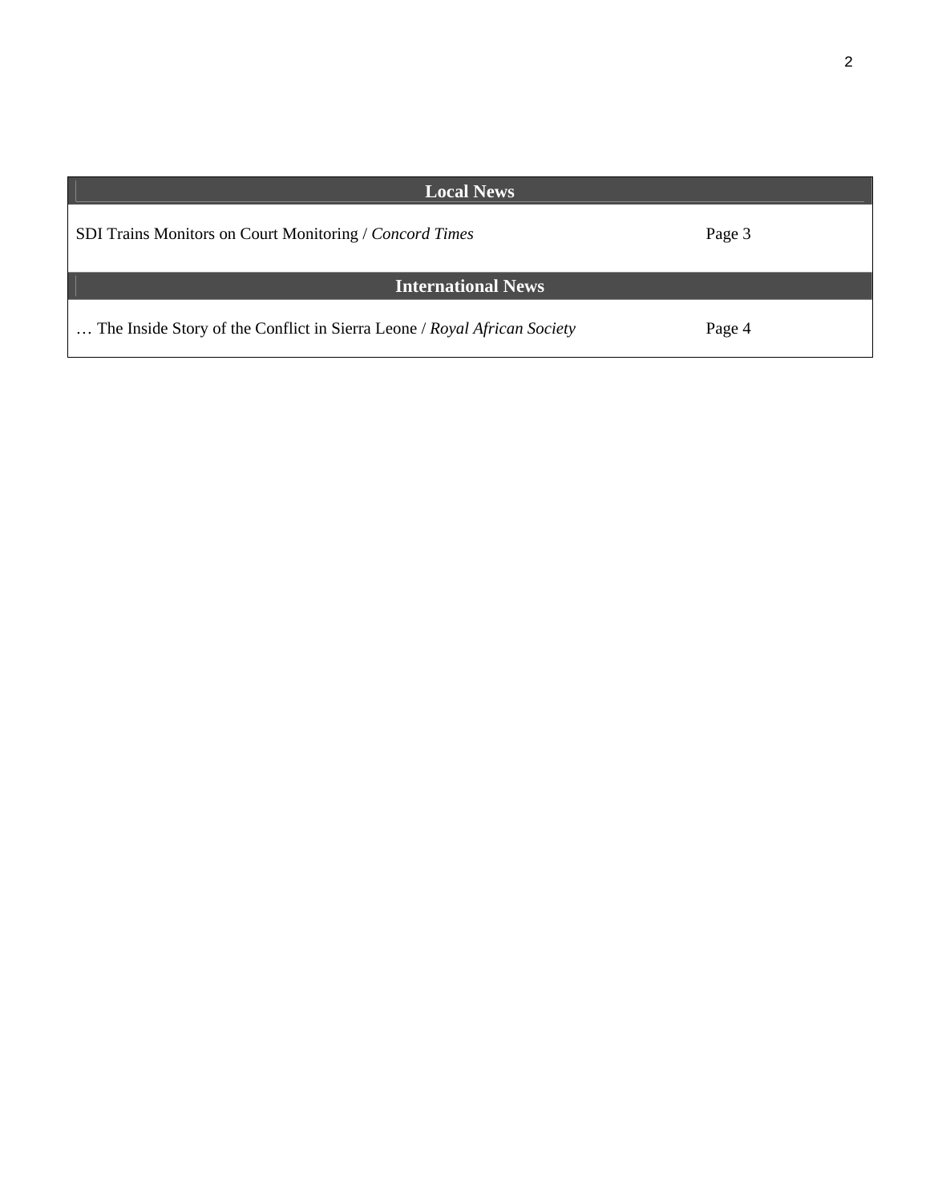| Local News | |
| --- | --- |
| SDI Trains Monitors on Court Monitoring / *Concord Times* | Page 3 |
| **International News** | |
| … The Inside Story of the Conflict in Sierra Leone / *Royal African Society* | Page 4 |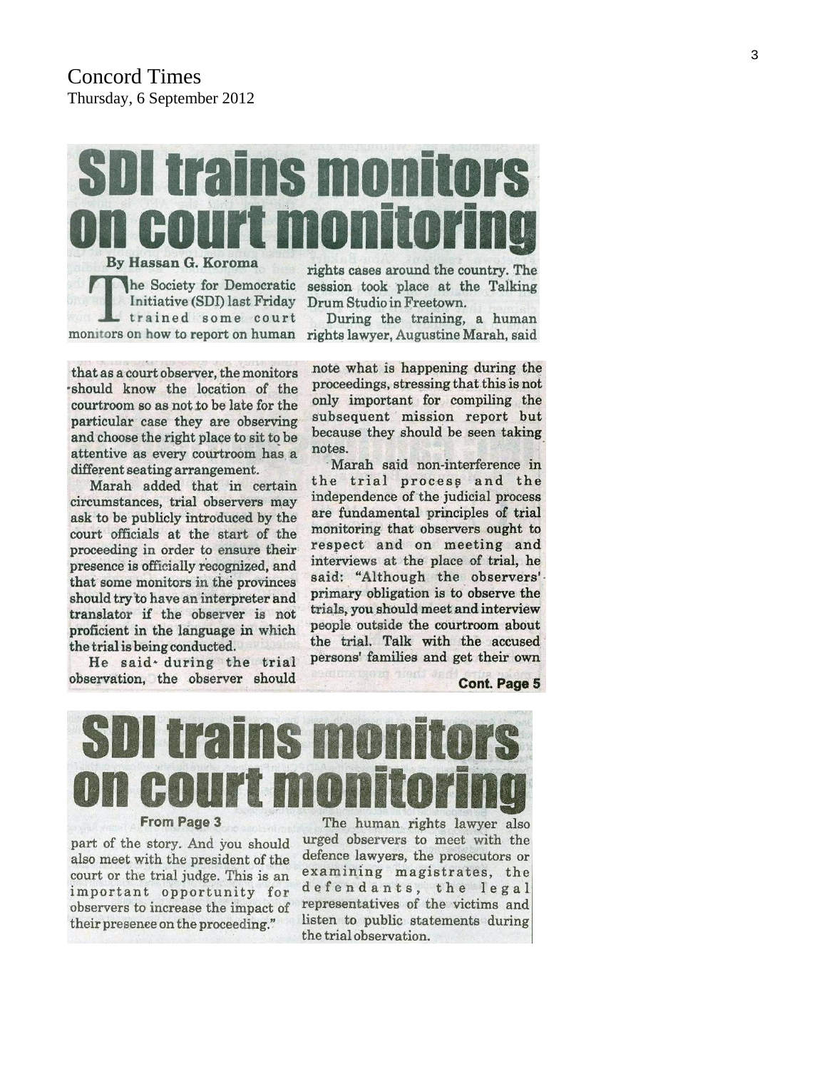Concord Times
Thursday, 6 September 2012

# SDI trains monitors on court monitoring

By Hassan G. Koroma

The Society for Democratic Initiative (SDI) last Friday trained some court monitors on how to report on human rights cases around the country. The session took place at the Talking Drum Studio in Freetown.

During the training, a human rights lawyer, Augustine Marah, said that as a court observer, the monitors should know the location of the courtroom so as not to be late for the particular case they are observing and choose the right place to sit to be attentive as every courtroom has a different seating arrangement.

Marah added that in certain circumstances, trial observers may ask to be publicly introduced by the court officials at the start of the proceeding in order to ensure their presence is officially recognized, and that some monitors in the provinces should try to have an interpreter and translator if the observer is not proficient in the language in which the trial is being conducted.

He said during the trial observation, the observer should note what is happening during the proceedings, stressing that this is not only important for compiling the subsequent mission report but because they should be seen taking notes.

Marah said non-interference in the trial process and the independence of the judicial process are fundamental principles of trial monitoring that observers ought to respect and on meeting and interviews at the place of trial, he said: "Although the observers' primary obligation is to observe the trials, you should meet and interview people outside the courtroom about the trial. Talk with the accused persons' families and get their own

**Cont. Page 5**

# SDI trains monitors on court monitoring

**From Page 3**

part of the story. And you should also meet with the president of the court or the trial judge. This is an important opportunity for observers to increase the impact of their presenee on the proceeding."

The human rights lawyer also urged observers to meet with the defence lawyers, the prosecutors or examining magistrates, the defendants, the legal representatives of the victims and listen to public statements during the trial observation.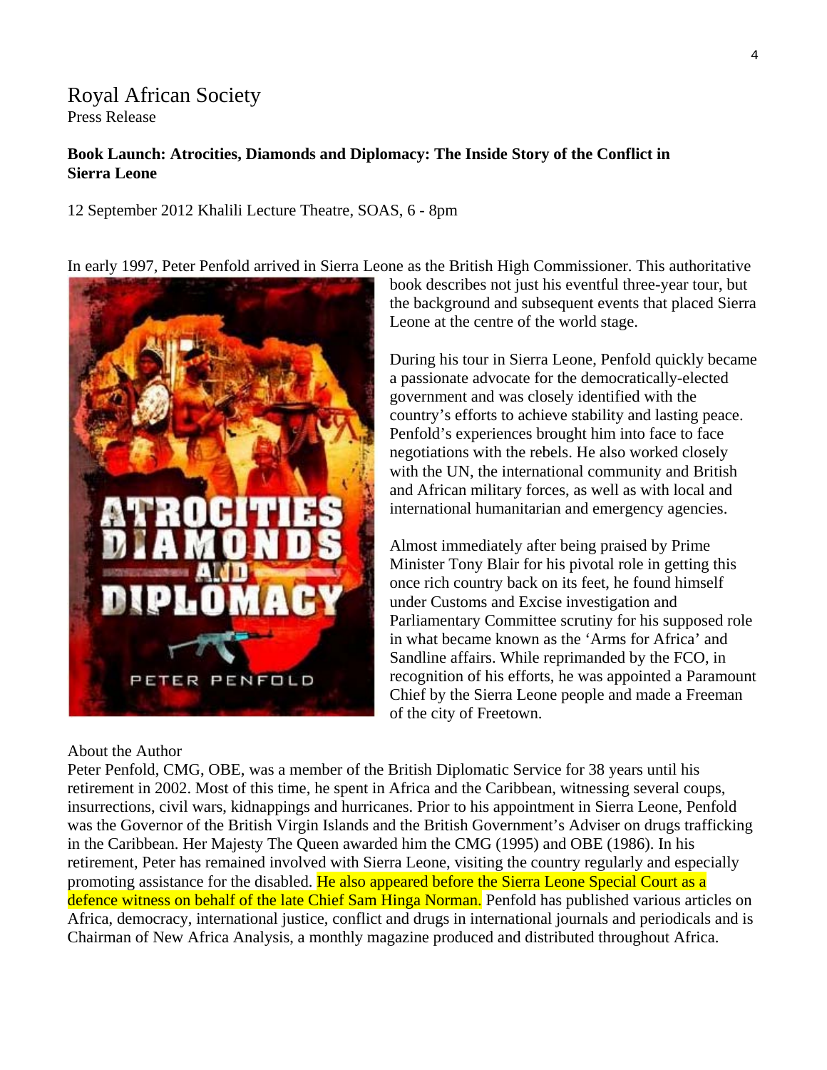# Royal African Society

Press Release

**Book Launch: Atrocities, Diamonds and Diplomacy: The Inside Story of the Conflict in Sierra Leone**

12 September 2012 Khalili Lecture Theatre, SOAS, 6 - 8pm

In early 1997, Peter Penfold arrived in Sierra Leone as the British High Commissioner. This authoritative book describes not just his eventful three-year tour, but the background and subsequent events that placed Sierra Leone at the centre of the world stage.

During his tour in Sierra Leone, Penfold quickly became a passionate advocate for the democratically-elected government and was closely identified with the country's efforts to achieve stability and lasting peace. Penfold's experiences brought him into face to face negotiations with the rebels. He also worked closely with the UN, the international community and British and African military forces, as well as with local and international humanitarian and emergency agencies.

Almost immediately after being praised by Prime Minister Tony Blair for his pivotal role in getting this once rich country back on its feet, he found himself under Customs and Excise investigation and Parliamentary Committee scrutiny for his supposed role in what became known as the 'Arms for Africa' and Sandline affairs. While reprimanded by the FCO, in recognition of his efforts, he was appointed a Paramount Chief by the Sierra Leone people and made a Freeman of the city of Freetown.

About the Author

Peter Penfold, CMG, OBE, was a member of the British Diplomatic Service for 38 years until his retirement in 2002. Most of this time, he spent in Africa and the Caribbean, witnessing several coups, insurrections, civil wars, kidnappings and hurricanes. Prior to his appointment in Sierra Leone, Penfold was the Governor of the British Virgin Islands and the British Government's Adviser on drugs trafficking in the Caribbean. Her Majesty The Queen awarded him the CMG (1995) and OBE (1986). In his retirement, Peter has remained involved with Sierra Leone, visiting the country regularly and especially promoting assistance for the disabled. He also appeared before the Sierra Leone Special Court as a defence witness on behalf of the late Chief Sam Hinga Norman. Penfold has published various articles on Africa, democracy, international justice, conflict and drugs in international journals and periodicals and is Chairman of New Africa Analysis, a monthly magazine produced and distributed throughout Africa.